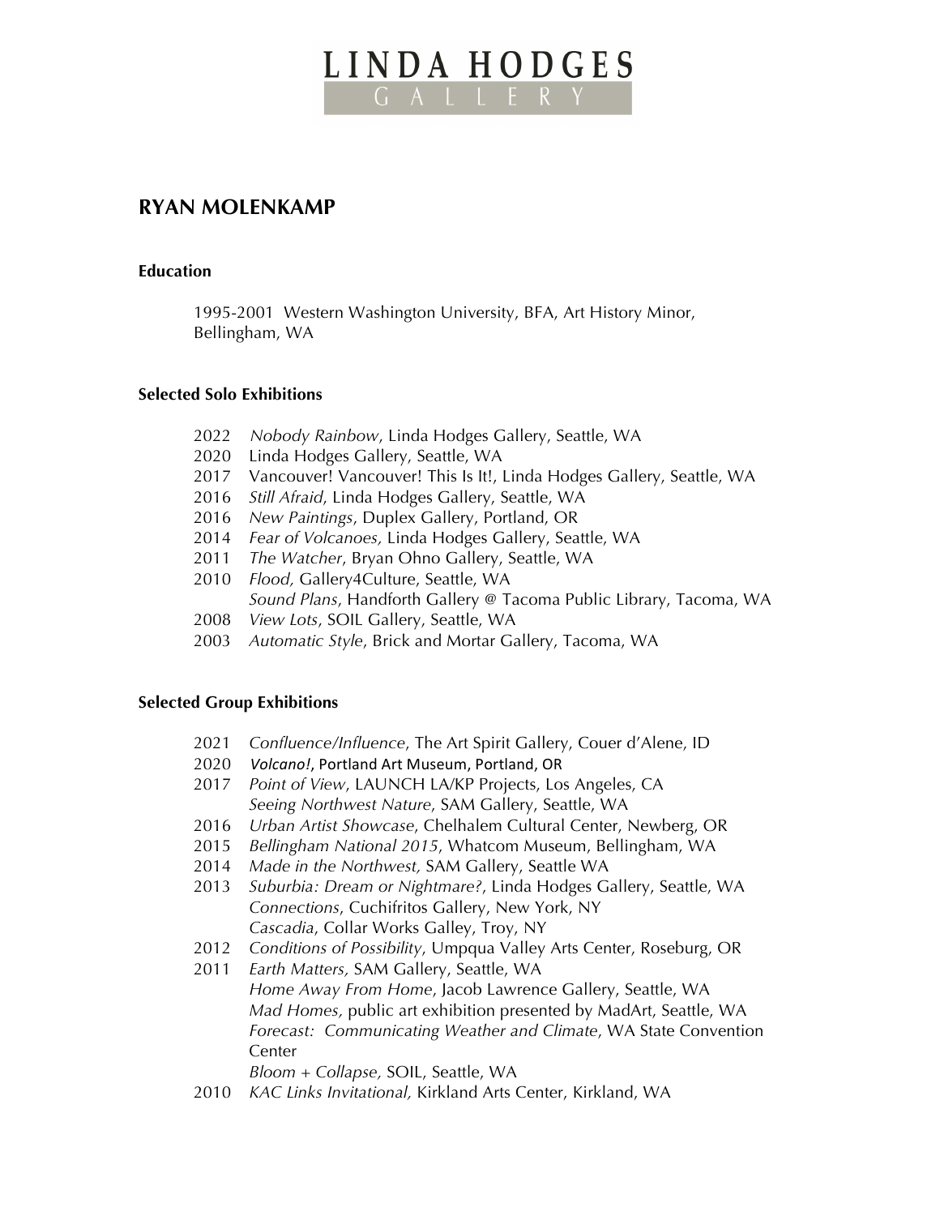# LINDA HODGES GALLERY

## RYAN MOLENKAMP

### Education

1995-2001 Western Washington University, BFA, Art History Minor, Bellingham, WA

### Selected Solo Exhibitions

2022 *Nobody Rainbow*, Linda Hodges Gallery, Seattle, WA
2020 Linda Hodges Gallery, Seattle, WA
2017 Vancouver! Vancouver! This Is It!, Linda Hodges Gallery, Seattle, WA
2016 *Still Afraid*, Linda Hodges Gallery, Seattle, WA
2016 *New Paintings*, Duplex Gallery, Portland, OR
2014 *Fear of Volcanoes,* Linda Hodges Gallery, Seattle, WA
2011 *The Watcher*, Bryan Ohno Gallery, Seattle, WA
2010 *Flood,* Gallery4Culture, Seattle, WA
*Sound Plans*, Handforth Gallery @ Tacoma Public Library, Tacoma, WA
2008 *View Lots*, SOIL Gallery, Seattle, WA
2003 *Automatic Style*, Brick and Mortar Gallery, Tacoma, WA

### Selected Group Exhibitions

2021 *Confluence/Influence*, The Art Spirit Gallery, Couer d'Alene, ID
2020 *Volcano!*, Portland Art Museum, Portland, OR
2017 *Point of View*, LAUNCH LA/KP Projects, Los Angeles, CA
*Seeing Northwest Nature*, SAM Gallery, Seattle, WA
2016 *Urban Artist Showcase*, Chelhalem Cultural Center, Newberg, OR
2015 *Bellingham National 2015*, Whatcom Museum, Bellingham, WA
2014 *Made in the Northwest,* SAM Gallery, Seattle WA
2013 *Suburbia: Dream or Nightmare?*, Linda Hodges Gallery, Seattle, WA
*Connections*, Cuchifritos Gallery, New York, NY
*Cascadia*, Collar Works Galley, Troy, NY
2012 *Conditions of Possibility*, Umpqua Valley Arts Center, Roseburg, OR
2011 *Earth Matters,* SAM Gallery, Seattle, WA
*Home Away From Home*, Jacob Lawrence Gallery, Seattle, WA
*Mad Homes,* public art exhibition presented by MadArt, Seattle, WA
*Forecast: Communicating Weather and Climate*, WA State Convention Center
*Bloom + Collapse,* SOIL, Seattle, WA
2010 *KAC Links Invitational,* Kirkland Arts Center, Kirkland, WA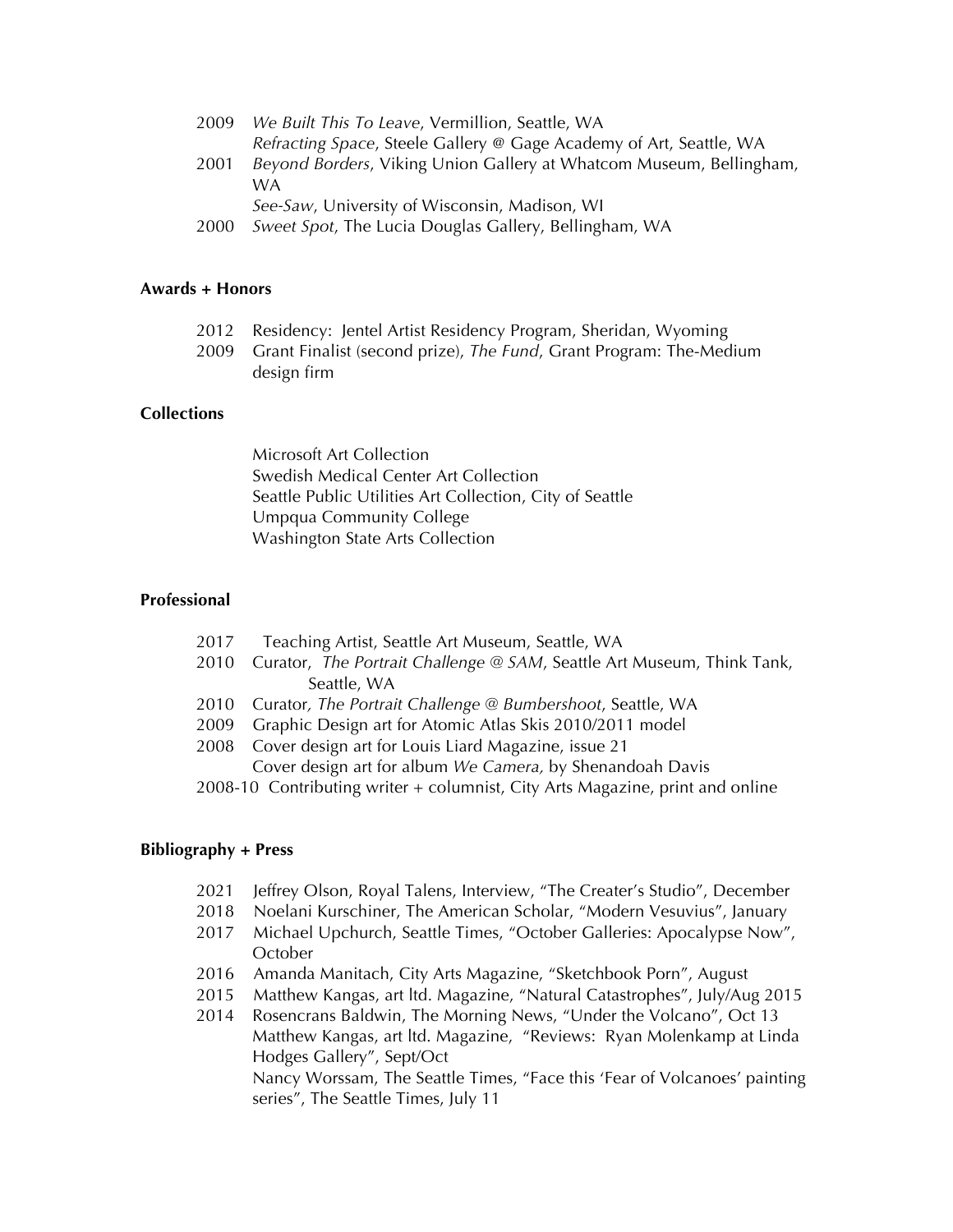2009 *We Built This To Leave*, Vermillion, Seattle, WA
*Refracting Space*, Steele Gallery @ Gage Academy of Art, Seattle, WA
2001 *Beyond Borders*, Viking Union Gallery at Whatcom Museum, Bellingham, WA
*See-Saw*, University of Wisconsin, Madison, WI
2000 *Sweet Spot*, The Lucia Douglas Gallery, Bellingham, WA

**Awards + Honors**

2012 Residency: Jentel Artist Residency Program, Sheridan, Wyoming
2009 Grant Finalist (second prize), *The Fund*, Grant Program: The-Medium design firm

**Collections**

Microsoft Art Collection
Swedish Medical Center Art Collection
Seattle Public Utilities Art Collection, City of Seattle
Umpqua Community College
Washington State Arts Collection

**Professional**

2017 Teaching Artist, Seattle Art Museum, Seattle, WA
2010 Curator, *The Portrait Challenge @ SAM*, Seattle Art Museum, Think Tank, Seattle, WA
2010 Curator, *The Portrait Challenge @ Bumbershoot*, Seattle, WA
2009 Graphic Design art for Atomic Atlas Skis 2010/2011 model
2008 Cover design art for Louis Liard Magazine, issue 21
Cover design art for album *We Camera,* by Shenandoah Davis
2008-10 Contributing writer + columnist, City Arts Magazine, print and online

**Bibliography + Press**

2021 Jeffrey Olson, Royal Talens, Interview, "The Creater's Studio", December
2018 Noelani Kurschiner, The American Scholar, "Modern Vesuvius", January
2017 Michael Upchurch, Seattle Times, "October Galleries: Apocalypse Now", October
2016 Amanda Manitach, City Arts Magazine, "Sketchbook Porn", August
2015 Matthew Kangas, art ltd. Magazine, "Natural Catastrophes", July/Aug 2015
2014 Rosencrans Baldwin, The Morning News, "Under the Volcano", Oct 13
Matthew Kangas, art ltd. Magazine, "Reviews: Ryan Molenkamp at Linda Hodges Gallery", Sept/Oct
Nancy Worssam, The Seattle Times, "Face this 'Fear of Volcanoes' painting series", The Seattle Times, July 11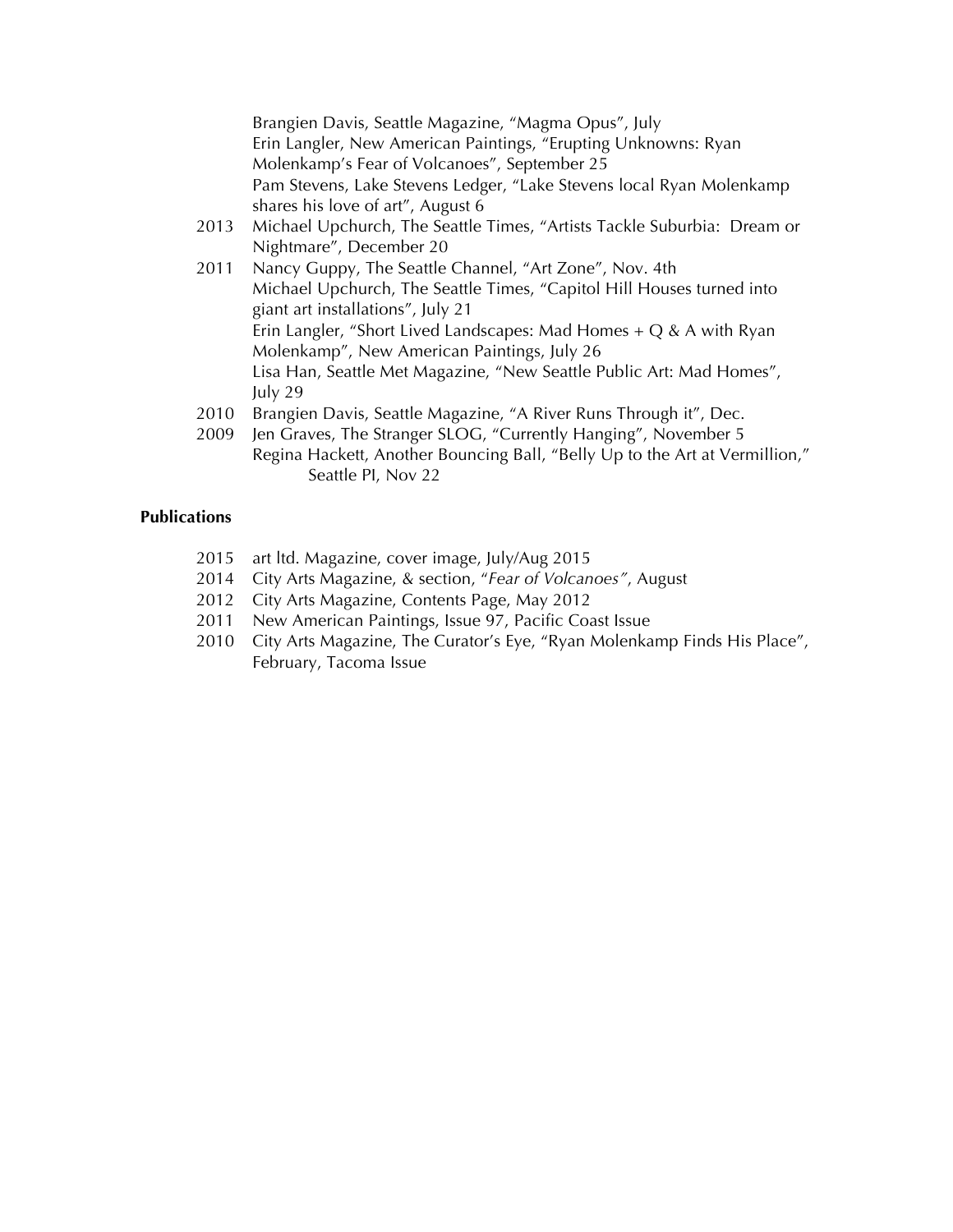Brangien Davis, Seattle Magazine, "Magma Opus", July
Erin Langler, New American Paintings, "Erupting Unknowns: Ryan Molenkamp's Fear of Volcanoes", September 25
Pam Stevens, Lake Stevens Ledger, "Lake Stevens local Ryan Molenkamp shares his love of art", August 6

2013 Michael Upchurch, The Seattle Times, "Artists Tackle Suburbia: Dream or Nightmare", December 20

2011 Nancy Guppy, The Seattle Channel, "Art Zone", Nov. 4th
Michael Upchurch, The Seattle Times, "Capitol Hill Houses turned into giant art installations", July 21
Erin Langler, "Short Lived Landscapes: Mad Homes + Q & A with Ryan Molenkamp", New American Paintings, July 26
Lisa Han, Seattle Met Magazine, "New Seattle Public Art: Mad Homes", July 29

2010 Brangien Davis, Seattle Magazine, "A River Runs Through it", Dec.

2009 Jen Graves, The Stranger SLOG, "Currently Hanging", November 5
Regina Hackett, Another Bouncing Ball, "Belly Up to the Art at Vermillion," Seattle PI, Nov 22

**Publications**

2015 art ltd. Magazine, cover image, July/Aug 2015
2014 City Arts Magazine, & section, "*Fear of Volcanoes"*, August
2012 City Arts Magazine, Contents Page, May 2012
2011 New American Paintings, Issue 97, Pacific Coast Issue
2010 City Arts Magazine, The Curator's Eye, "Ryan Molenkamp Finds His Place", February, Tacoma Issue